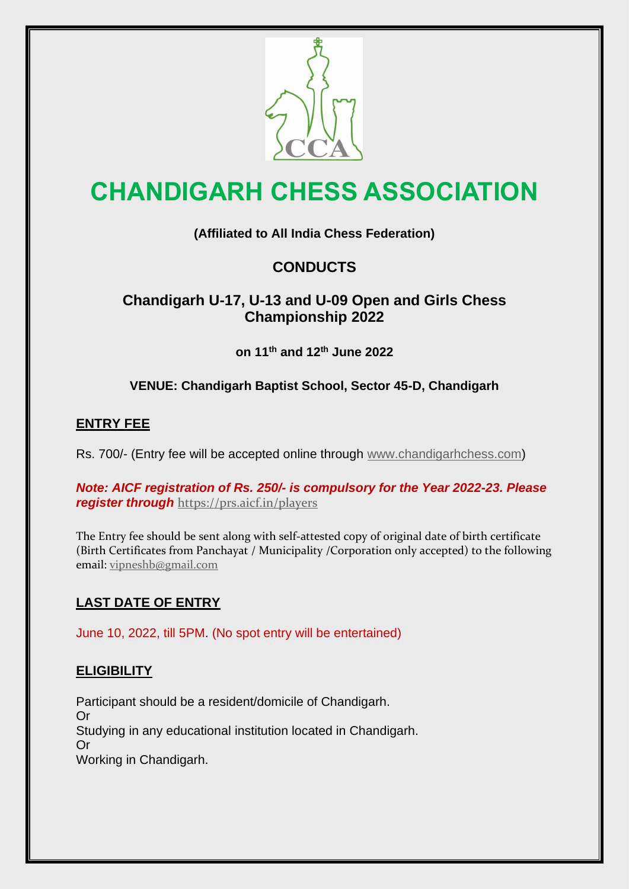# CHANDIGARH CHESS ASSOCIATION

**(Affiliated to All India Chess Federation)**

## CONDUCTS

## Chandigarh U-17, U-13 and U-09 Open and Girls Chess Championship 2022

**on 11th and 12th June 2022**

**VENUE: Chandigarh Baptist School, Sector 45-D, Chandigarh**

### ENTRY FEE

Rs. 700/- (Entry fee will be accepted online through www.chandigarhchess.com)

***Note: AICF registration of Rs. 250/- is compulsory for the Year 2022-23. Please register through*** https://prs.aicf.in/players

The Entry fee should be sent along with self-attested copy of original date of birth certificate (Birth Certificates from Panchayat / Municipality /Corporation only accepted) to the following email: vipneshb@gmail.com

### LAST DATE OF ENTRY

June 10, 2022, till 5PM. (No spot entry will be entertained)

### ELIGIBILITY

Participant should be a resident/domicile of Chandigarh.
Or
Studying in any educational institution located in Chandigarh.
Or
Working in Chandigarh.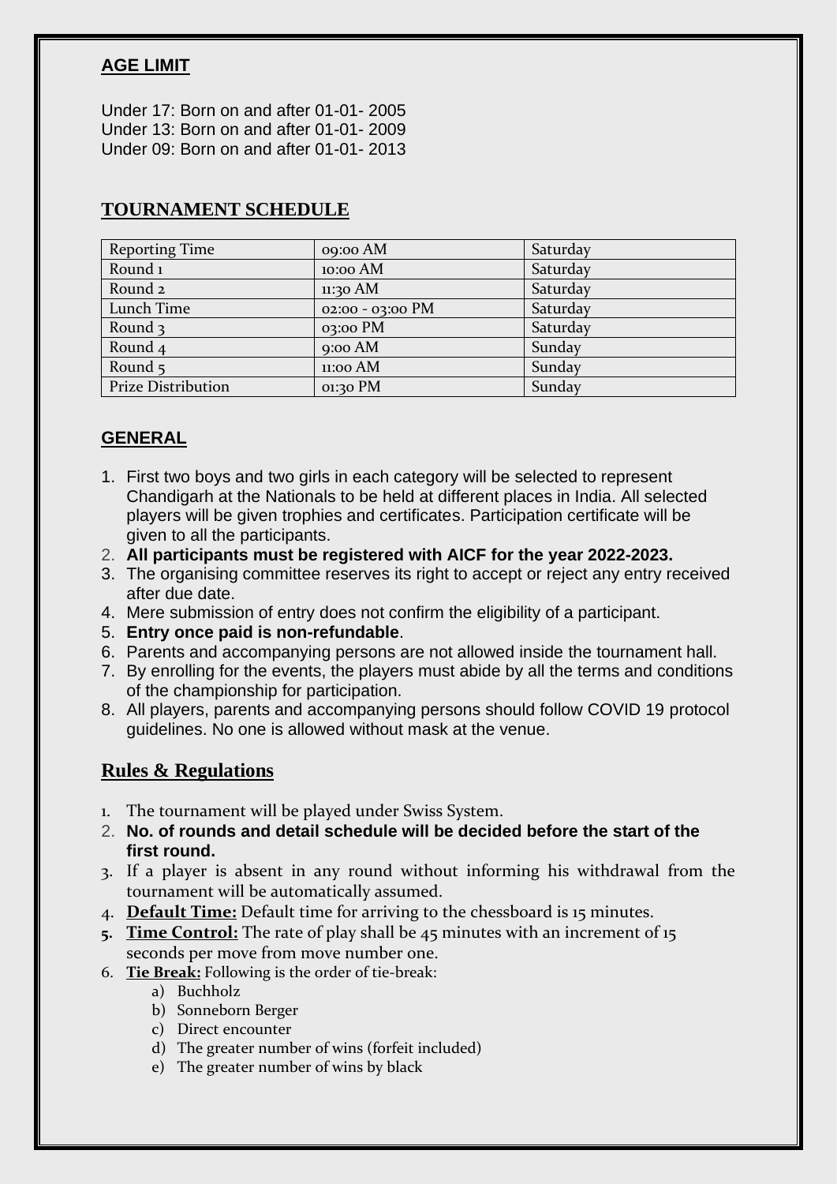## AGE LIMIT

Under 17: Born on and after 01-01- 2005
Under 13: Born on and after 01-01- 2009
Under 09: Born on and after 01-01- 2013

## TOURNAMENT SCHEDULE

| Reporting Time | 09:00 AM | Saturday |
|---|---|---|
| Round 1 | 10:00 AM | Saturday |
| Round 2 | 11:30 AM | Saturday |
| Lunch Time | 02:00 - 03:00 PM | Saturday |
| Round 3 | 03:00 PM | Saturday |
| Round 4 | 9:00 AM | Sunday |
| Round 5 | 11:00 AM | Sunday |
| Prize Distribution | 01:30 PM | Sunday |

## GENERAL

1. First two boys and two girls in each category will be selected to represent Chandigarh at the Nationals to be held at different places in India. All selected players will be given trophies and certificates. Participation certificate will be given to all the participants.
2. **All participants must be registered with AICF for the year 2022-2023.**
3. The organising committee reserves its right to accept or reject any entry received after due date.
4. Mere submission of entry does not confirm the eligibility of a participant.
5. **Entry once paid is non-refundable**.
6. Parents and accompanying persons are not allowed inside the tournament hall.
7. By enrolling for the events, the players must abide by all the terms and conditions of the championship for participation.
8. All players, parents and accompanying persons should follow COVID 19 protocol guidelines. No one is allowed without mask at the venue.

## Rules & Regulations

1. The tournament will be played under Swiss System.
2. **No. of rounds and detail schedule will be decided before the start of the first round.**
3. If a player is absent in any round without informing his withdrawal from the tournament will be automatically assumed.
4. **Default Time:** Default time for arriving to the chessboard is 15 minutes.
5. **Time Control:** The rate of play shall be 45 minutes with an increment of 15 seconds per move from move number one.
6. **Tie Break:** Following is the order of tie-break:
   a) Buchholz
   b) Sonneborn Berger
   c) Direct encounter
   d) The greater number of wins (forfeit included)
   e) The greater number of wins by black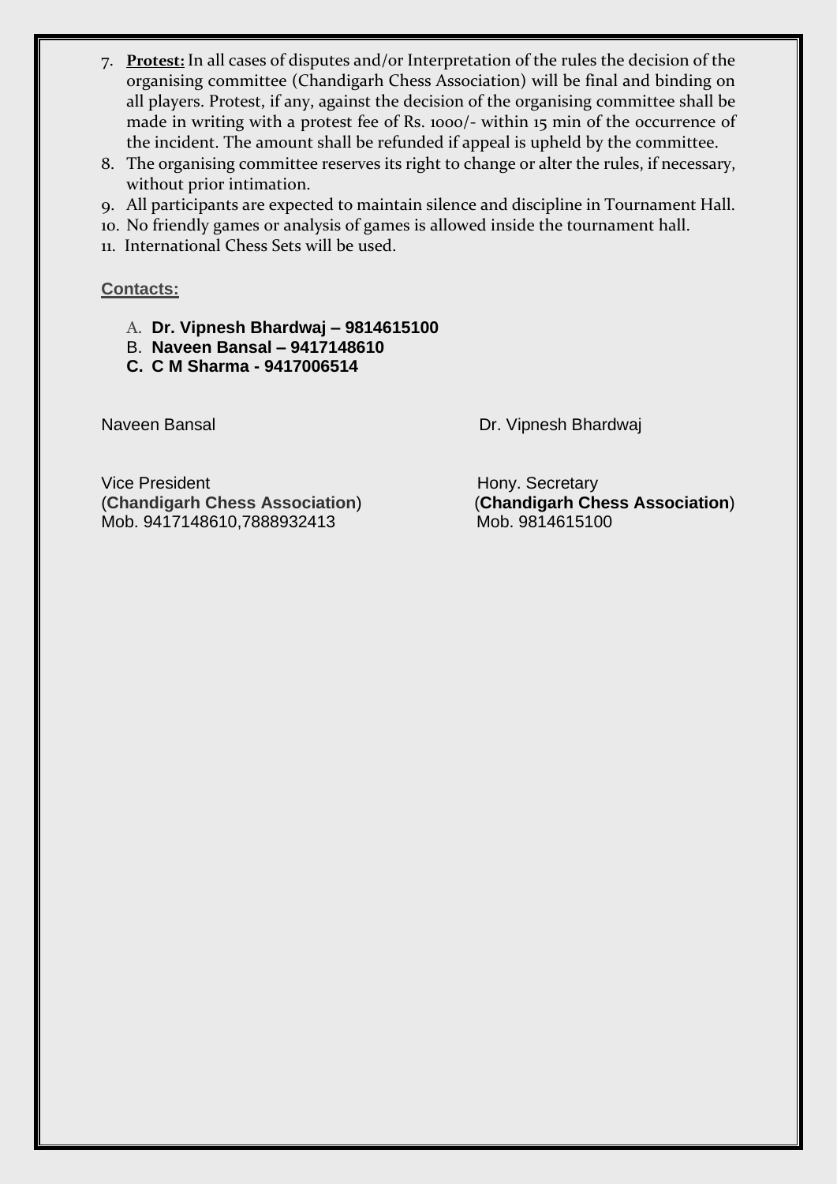7. **Protest:** In all cases of disputes and/or Interpretation of the rules the decision of the organising committee (Chandigarh Chess Association) will be final and binding on all players. Protest, if any, against the decision of the organising committee shall be made in writing with a protest fee of Rs. 1000/- within 15 min of the occurrence of the incident. The amount shall be refunded if appeal is upheld by the committee.
8. The organising committee reserves its right to change or alter the rules, if necessary, without prior intimation.
9. All participants are expected to maintain silence and discipline in Tournament Hall.
10. No friendly games or analysis of games is allowed inside the tournament hall.
11. International Chess Sets will be used.

**Contacts:**

A. **Dr. Vipnesh Bhardwaj – 9814615100**
B. **Naveen Bansal – 9417148610**
C. **C M Sharma - 9417006514**

Naveen Bansal

Vice President
(**Chandigarh Chess Association**)
Mob. 9417148610,7888932413

Dr. Vipnesh Bhardwaj

Hony. Secretary
(**Chandigarh Chess Association**)
Mob. 9814615100